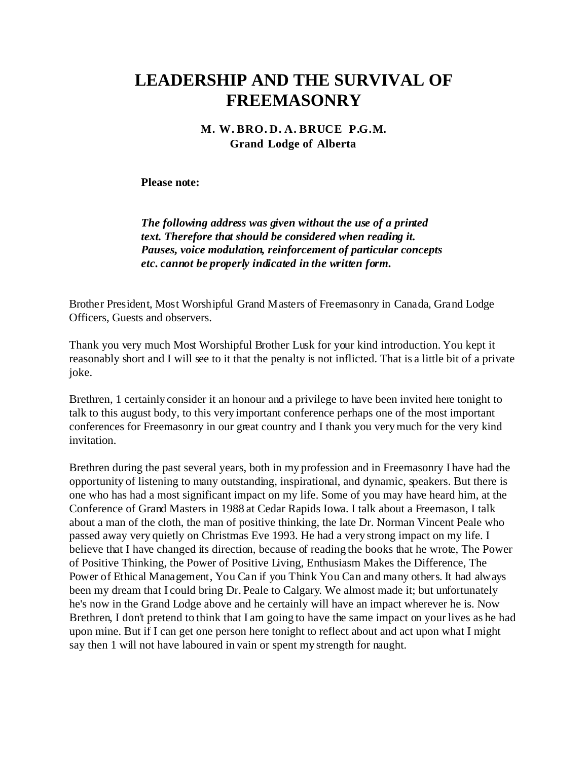# LEADERSHIP AND THE SURVIVAL OF FREEMASONRY

**M. W. BRO. D. A. BRUCE P.G.M.**
**Grand Lodge of Alberta**

**Please note:**

***The following address was given without the use of a printed text. Therefore that should be considered when reading it. Pauses, voice modulation, reinforcement of particular concepts etc. cannot be properly indicated in the written form.***

Brother President, Most Worshipful Grand Masters of Freemasonry in Canada, Grand Lodge Officers, Guests and observers.

Thank you very much Most Worshipful Brother Lusk for your kind introduction. You kept it reasonably short and I will see to it that the penalty is not inflicted. That is a little bit of a private joke.

Brethren, 1 certainly consider it an honour and a privilege to have been invited here tonight to talk to this august body, to this very important conference perhaps one of the most important conferences for Freemasonry in our great country and I thank you very much for the very kind invitation.

Brethren during the past several years, both in my profession and in Freemasonry I have had the opportunity of listening to many outstanding, inspirational, and dynamic, speakers. But there is one who has had a most significant impact on my life. Some of you may have heard him, at the Conference of Grand Masters in 1988 at Cedar Rapids Iowa. I talk about a Freemason, I talk about a man of the cloth, the man of positive thinking, the late Dr. Norman Vincent Peale who passed away very quietly on Christmas Eve 1993. He had a very strong impact on my life. I believe that I have changed its direction, because of reading the books that he wrote, The Power of Positive Thinking, the Power of Positive Living, Enthusiasm Makes the Difference, The Power of Ethical Management, You Can if you Think You Can and many others. It had always been my dream that I could bring Dr. Peale to Calgary. We almost made it; but unfortunately he's now in the Grand Lodge above and he certainly will have an impact wherever he is. Now Brethren, I don't pretend to think that I am going to have the same impact on your lives as he had upon mine. But if I can get one person here tonight to reflect about and act upon what I might say then 1 will not have laboured in vain or spent my strength for naught.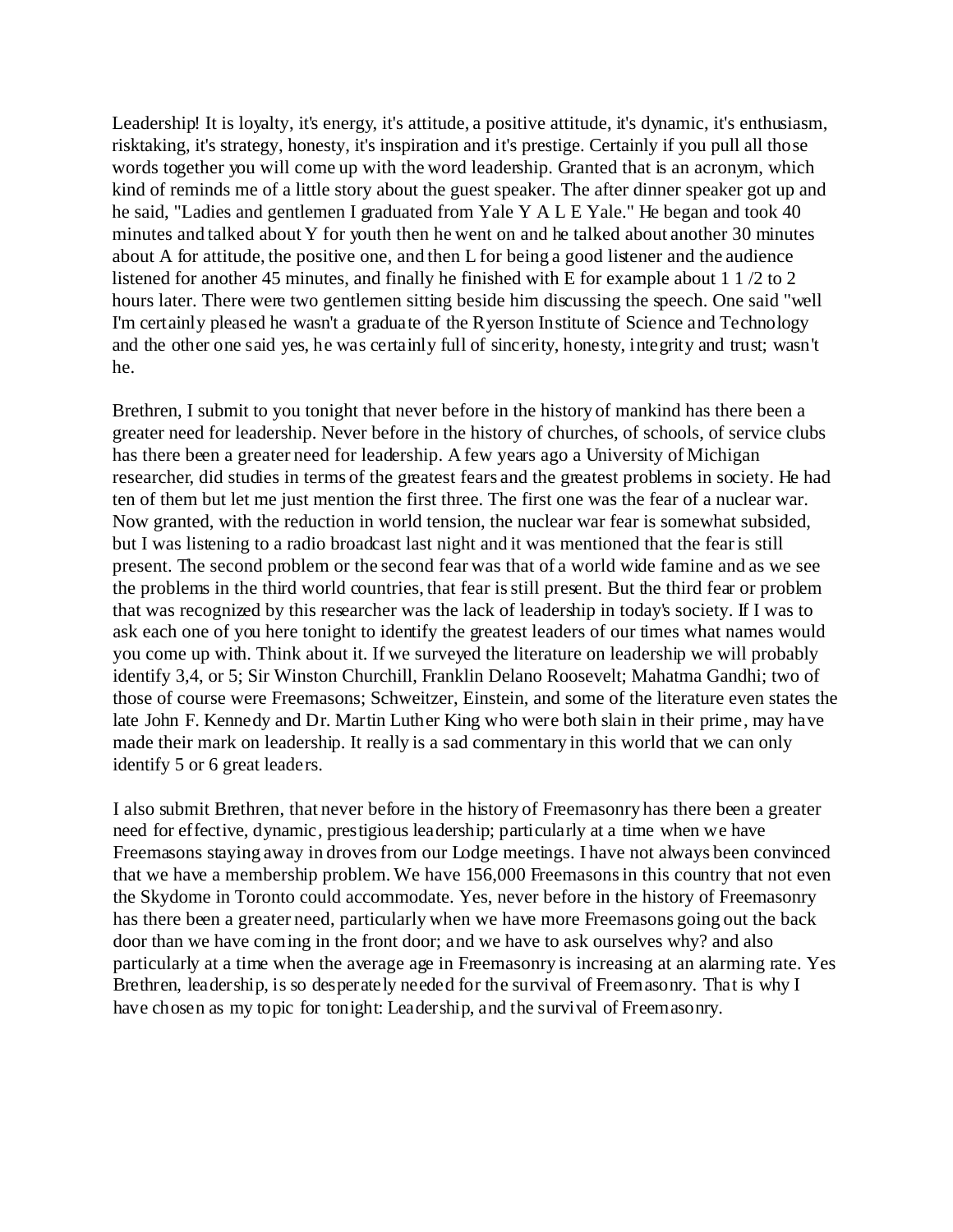Leadership! It is loyalty, it's energy, it's attitude, a positive attitude, it's dynamic, it's enthusiasm, risktaking, it's strategy, honesty, it's inspiration and it's prestige. Certainly if you pull all those words together you will come up with the word leadership. Granted that is an acronym, which kind of reminds me of a little story about the guest speaker. The after dinner speaker got up and he said, "Ladies and gentlemen I graduated from Yale Y A L E Yale." He began and took 40 minutes and talked about Y for youth then he went on and he talked about another 30 minutes about A for attitude, the positive one, and then L for being a good listener and the audience listened for another 45 minutes, and finally he finished with E for example about 1 1 /2 to 2 hours later. There were two gentlemen sitting beside him discussing the speech. One said "well I'm certainly pleased he wasn't a graduate of the Ryerson Institute of Science and Technology and the other one said yes, he was certainly full of sincerity, honesty, integrity and trust; wasn't he.

Brethren, I submit to you tonight that never before in the history of mankind has there been a greater need for leadership. Never before in the history of churches, of schools, of service clubs has there been a greater need for leadership. A few years ago a University of Michigan researcher, did studies in terms of the greatest fears and the greatest problems in society. He had ten of them but let me just mention the first three. The first one was the fear of a nuclear war. Now granted, with the reduction in world tension, the nuclear war fear is somewhat subsided, but I was listening to a radio broadcast last night and it was mentioned that the fear is still present. The second problem or the second fear was that of a world wide famine and as we see the problems in the third world countries, that fear is still present. But the third fear or problem that was recognized by this researcher was the lack of leadership in today's society. If I was to ask each one of you here tonight to identify the greatest leaders of our times what names would you come up with. Think about it. If we surveyed the literature on leadership we will probably identify 3,4, or 5; Sir Winston Churchill, Franklin Delano Roosevelt; Mahatma Gandhi; two of those of course were Freemasons; Schweitzer, Einstein, and some of the literature even states the late John F. Kennedy and Dr. Martin Luther King who were both slain in their prime, may have made their mark on leadership. It really is a sad commentary in this world that we can only identify 5 or 6 great leaders.

I also submit Brethren, that never before in the history of Freemasonry has there been a greater need for effective, dynamic, prestigious leadership; particularly at a time when we have Freemasons staying away in droves from our Lodge meetings. I have not always been convinced that we have a membership problem. We have 156,000 Freemasons in this country that not even the Skydome in Toronto could accommodate. Yes, never before in the history of Freemasonry has there been a greater need, particularly when we have more Freemasons going out the back door than we have coming in the front door; and we have to ask ourselves why? and also particularly at a time when the average age in Freemasonry is increasing at an alarming rate. Yes Brethren, leadership, is so desperately needed for the survival of Freemasonry. That is why I have chosen as my topic for tonight: Leadership, and the survival of Freemasonry.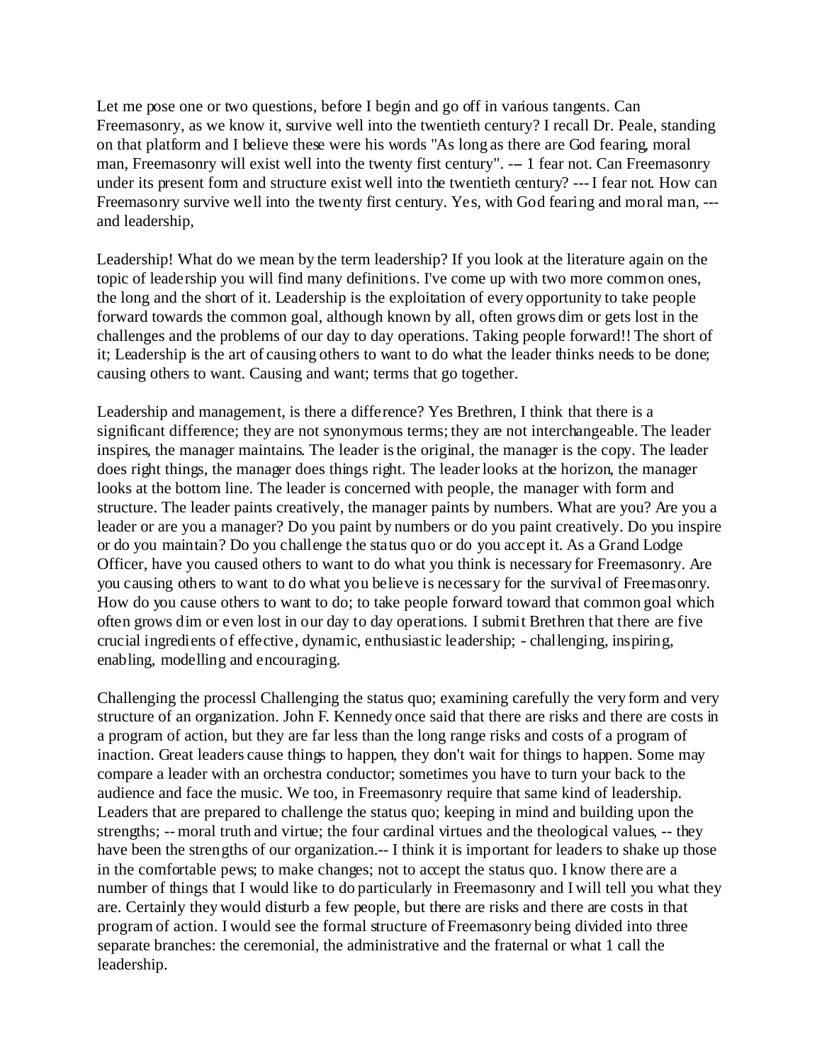Let me pose one or two questions, before I begin and go off in various tangents. Can Freemasonry, as we know it, survive well into the twentieth century? I recall Dr. Peale, standing on that platform and I believe these were his words "As long as there are God fearing, moral man, Freemasonry will exist well into the twenty first century". -–1 fear not. Can Freemasonry under its present form and structure exist well into the twentieth century? --- I fear not. How can Freemasonry survive well into the twenty first century. Yes, with God fearing and moral man, --- and leadership,

Leadership! What do we mean by the term leadership? If you look at the literature again on the topic of leadership you will find many definitions. I've come up with two more common ones, the long and the short of it. Leadership is the exploitation of every opportunity to take people forward towards the common goal, although known by all, often grows dim or gets lost in the challenges and the problems of our day to day operations. Taking people forward!! The short of it; Leadership is the art of causing others to want to do what the leader thinks needs to be done; causing others to want. Causing and want; terms that go together.

Leadership and management, is there a difference? Yes Brethren, I think that there is a significant difference; they are not synonymous terms; they are not interchangeable. The leader inspires, the manager maintains. The leader is the original, the manager is the copy. The leader does right things, the manager does things right. The leader looks at the horizon, the manager looks at the bottom line. The leader is concerned with people, the manager with form and structure. The leader paints creatively, the manager paints by numbers. What are you? Are you a leader or are you a manager? Do you paint by numbers or do you paint creatively. Do you inspire or do you maintain? Do you challenge the status quo or do you accept it. As a Grand Lodge Officer, have you caused others to want to do what you think is necessary for Freemasonry. Are you causing others to want to do what you believe is necessary for the survival of Freemasonry. How do you cause others to want to do; to take people forward toward that common goal which often grows dim or even lost in our day to day operations. I submit Brethren that there are five crucial ingredients of effective, dynamic, enthusiastic leadership; - challenging, inspiring, enabling, modelling and encouraging.

Challenging the processl Challenging the status quo; examining carefully the very form and very structure of an organization. John F. Kennedy once said that there are risks and there are costs in a program of action, but they are far less than the long range risks and costs of a program of inaction. Great leaders cause things to happen, they don't wait for things to happen. Some may compare a leader with an orchestra conductor; sometimes you have to turn your back to the audience and face the music. We too, in Freemasonry require that same kind of leadership. Leaders that are prepared to challenge the status quo; keeping in mind and building upon the strengths; -- moral truth and virtue; the four cardinal virtues and the theological values, -- they have been the strengths of our organization.-- I think it is important for leaders to shake up those in the comfortable pews; to make changes; not to accept the status quo. I know there are a number of things that I would like to do particularly in Freemasonry and I will tell you what they are. Certainly they would disturb a few people, but there are risks and there are costs in that program of action. I would see the formal structure of Freemasonry being divided into three separate branches: the ceremonial, the administrative and the fraternal or what 1 call the leadership.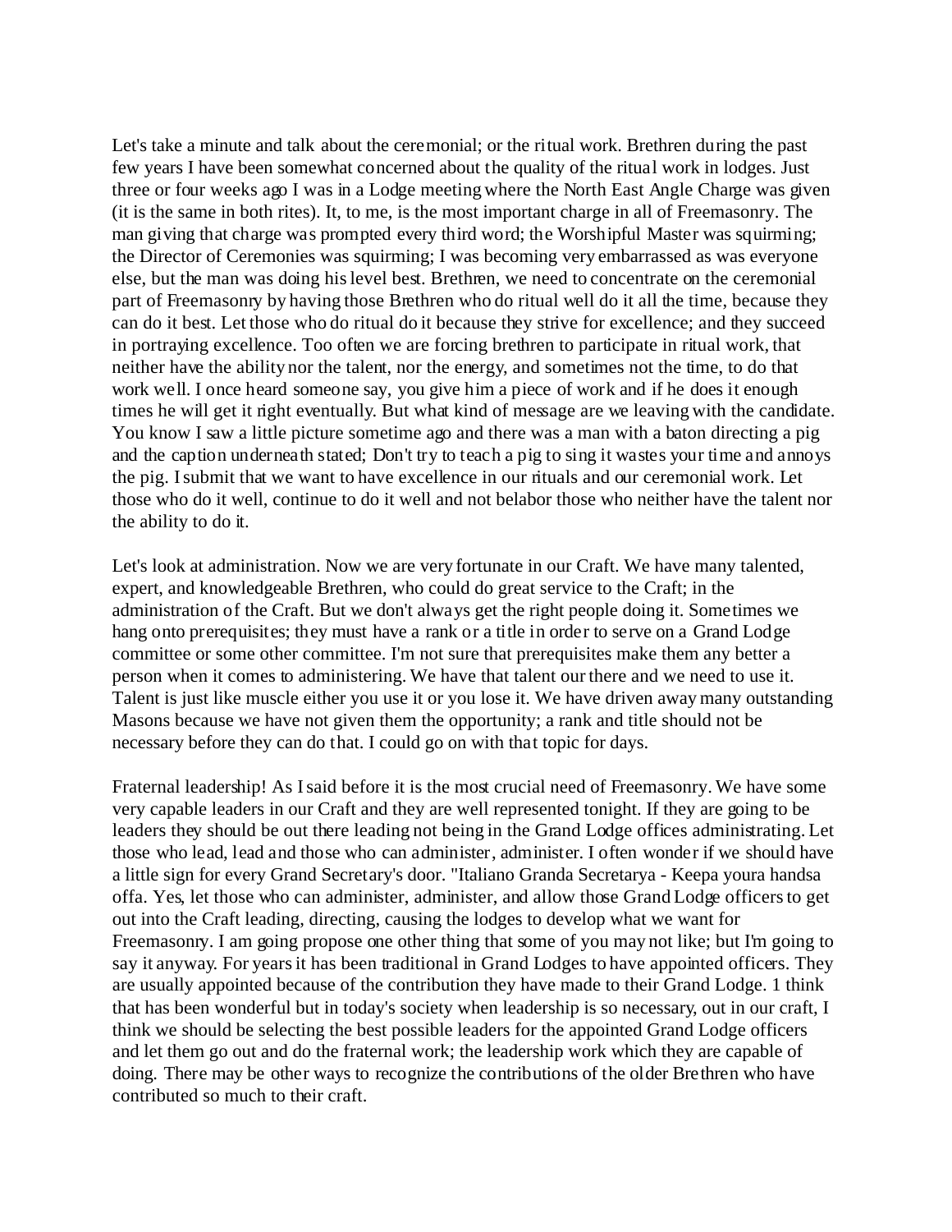Let's take a minute and talk about the ceremonial; or the ritual work. Brethren during the past few years I have been somewhat concerned about the quality of the ritual work in lodges. Just three or four weeks ago I was in a Lodge meeting where the North East Angle Charge was given (it is the same in both rites). It, to me, is the most important charge in all of Freemasonry. The man giving that charge was prompted every third word; the Worshipful Master was squirming; the Director of Ceremonies was squirming; I was becoming very embarrassed as was everyone else, but the man was doing his level best. Brethren, we need to concentrate on the ceremonial part of Freemasonry by having those Brethren who do ritual well do it all the time, because they can do it best. Let those who do ritual do it because they strive for excellence; and they succeed in portraying excellence. Too often we are forcing brethren to participate in ritual work, that neither have the ability nor the talent, nor the energy, and sometimes not the time, to do that work well. I once heard someone say, you give him a piece of work and if he does it enough times he will get it right eventually. But what kind of message are we leaving with the candidate. You know I saw a little picture sometime ago and there was a man with a baton directing a pig and the caption underneath stated; Don't try to teach a pig to sing it wastes your time and annoys the pig. I submit that we want to have excellence in our rituals and our ceremonial work. Let those who do it well, continue to do it well and not belabor those who neither have the talent nor the ability to do it.

Let's look at administration. Now we are very fortunate in our Craft. We have many talented, expert, and knowledgeable Brethren, who could do great service to the Craft; in the administration of the Craft. But we don't always get the right people doing it. Sometimes we hang onto prerequisites; they must have a rank or a title in order to serve on a Grand Lodge committee or some other committee. I'm not sure that prerequisites make them any better a person when it comes to administering. We have that talent our there and we need to use it. Talent is just like muscle either you use it or you lose it. We have driven away many outstanding Masons because we have not given them the opportunity; a rank and title should not be necessary before they can do that. I could go on with that topic for days.

Fraternal leadership! As I said before it is the most crucial need of Freemasonry. We have some very capable leaders in our Craft and they are well represented tonight. If they are going to be leaders they should be out there leading not being in the Grand Lodge offices administrating. Let those who lead, lead and those who can administer, administer. I often wonder if we should have a little sign for every Grand Secretary's door. "Italiano Granda Secretarya - Keepa youra handsa offa. Yes, let those who can administer, administer, and allow those Grand Lodge officers to get out into the Craft leading, directing, causing the lodges to develop what we want for Freemasonry. I am going propose one other thing that some of you may not like; but I'm going to say it anyway. For years it has been traditional in Grand Lodges to have appointed officers. They are usually appointed because of the contribution they have made to their Grand Lodge. 1 think that has been wonderful but in today's society when leadership is so necessary, out in our craft, I think we should be selecting the best possible leaders for the appointed Grand Lodge officers and let them go out and do the fraternal work; the leadership work which they are capable of doing. There may be other ways to recognize the contributions of the older Brethren who have contributed so much to their craft.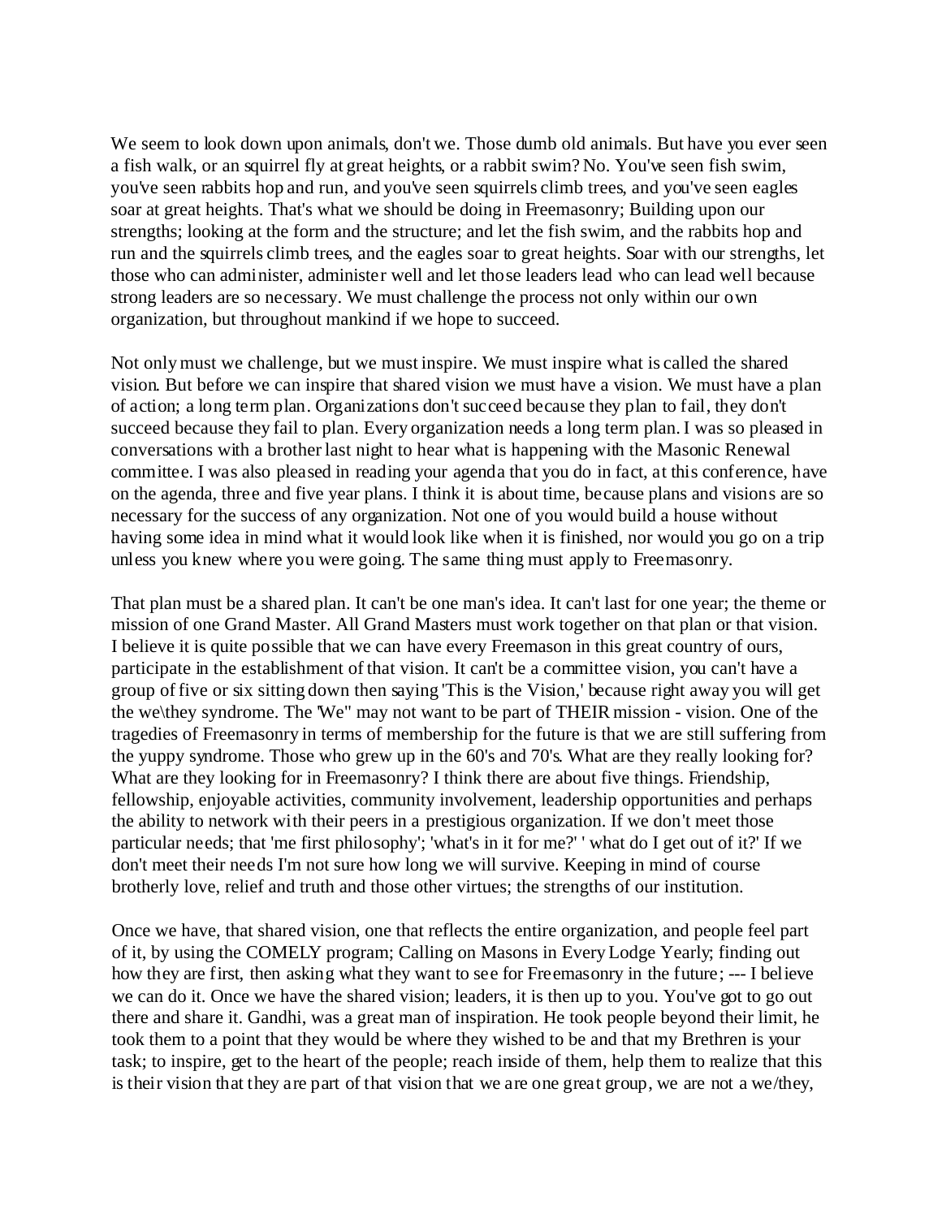We seem to look down upon animals, don't we. Those dumb old animals. But have you ever seen a fish walk, or an squirrel fly at great heights, or a rabbit swim? No. You've seen fish swim, you've seen rabbits hop and run, and you've seen squirrels climb trees, and you've seen eagles soar at great heights. That's what we should be doing in Freemasonry; Building upon our strengths; looking at the form and the structure; and let the fish swim, and the rabbits hop and run and the squirrels climb trees, and the eagles soar to great heights. Soar with our strengths, let those who can administer, administer well and let those leaders lead who can lead well because strong leaders are so necessary. We must challenge the process not only within our own organization, but throughout mankind if we hope to succeed.

Not only must we challenge, but we must inspire. We must inspire what is called the shared vision. But before we can inspire that shared vision we must have a vision. We must have a plan of action; a long term plan. Organizations don't succeed because they plan to fail, they don't succeed because they fail to plan. Every organization needs a long term plan. I was so pleased in conversations with a brother last night to hear what is happening with the Masonic Renewal committee. I was also pleased in reading your agenda that you do in fact, at this conference, have on the agenda, three and five year plans. I think it is about time, because plans and visions are so necessary for the success of any organization. Not one of you would build a house without having some idea in mind what it would look like when it is finished, nor would you go on a trip unless you knew where you were going. The same thing must apply to Freemasonry.

That plan must be a shared plan. It can't be one man's idea. It can't last for one year; the theme or mission of one Grand Master. All Grand Masters must work together on that plan or that vision. I believe it is quite possible that we can have every Freemason in this great country of ours, participate in the establishment of that vision. It can't be a committee vision, you can't have a group of five or six sitting down then saying 'This is the Vision,' because right away you will get the we\they syndrome. The 'We" may not want to be part of THEIR mission - vision. One of the tragedies of Freemasonry in terms of membership for the future is that we are still suffering from the yuppy syndrome. Those who grew up in the 60's and 70's. What are they really looking for? What are they looking for in Freemasonry? I think there are about five things. Friendship, fellowship, enjoyable activities, community involvement, leadership opportunities and perhaps the ability to network with their peers in a prestigious organization. If we don't meet those particular needs; that 'me first philosophy'; 'what's in it for me?' ' what do I get out of it?' If we don't meet their needs I'm not sure how long we will survive. Keeping in mind of course brotherly love, relief and truth and those other virtues; the strengths of our institution.

Once we have, that shared vision, one that reflects the entire organization, and people feel part of it, by using the COMELY program; Calling on Masons in Every Lodge Yearly; finding out how they are first, then asking what they want to see for Freemasonry in the future; --- I believe we can do it. Once we have the shared vision; leaders, it is then up to you. You've got to go out there and share it. Gandhi, was a great man of inspiration. He took people beyond their limit, he took them to a point that they would be where they wished to be and that my Brethren is your task; to inspire, get to the heart of the people; reach inside of them, help them to realize that this is their vision that they are part of that vision that we are one great group, we are not a we/they,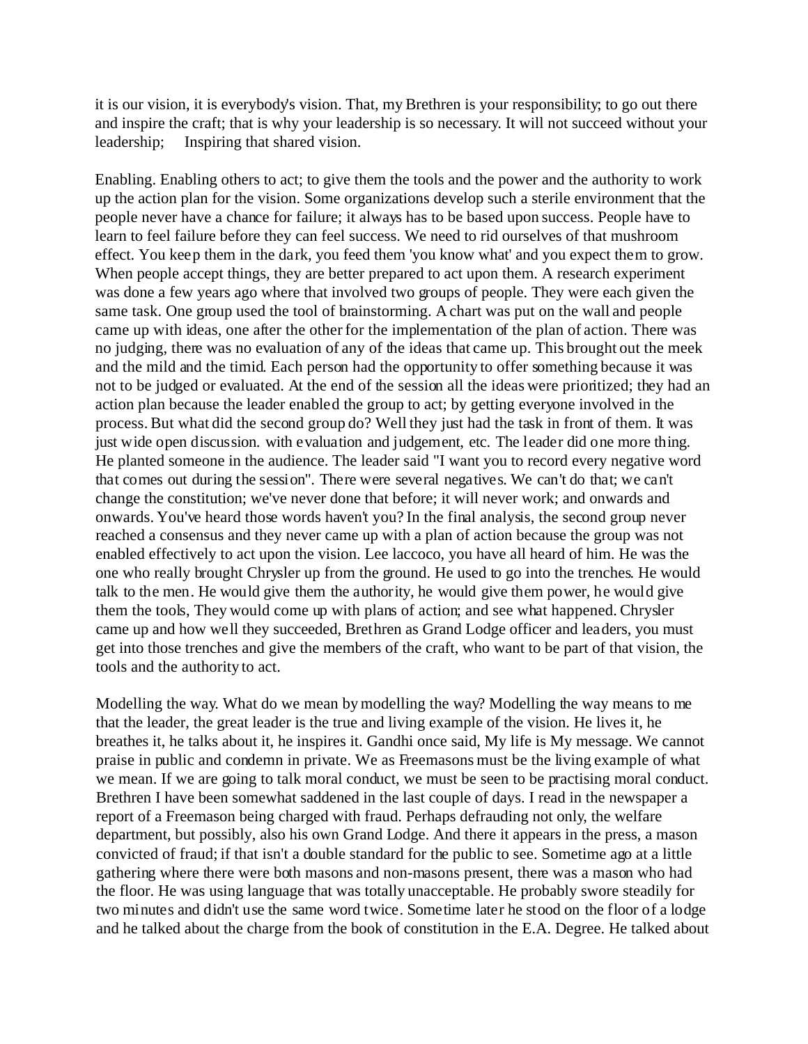it is our vision, it is everybody's vision. That, my Brethren is your responsibility; to go out there and inspire the craft; that is why your leadership is so necessary. It will not succeed without your leadership; Inspiring that shared vision.

Enabling. Enabling others to act; to give them the tools and the power and the authority to work up the action plan for the vision. Some organizations develop such a sterile environment that the people never have a chance for failure; it always has to be based upon success. People have to learn to feel failure before they can feel success. We need to rid ourselves of that mushroom effect. You keep them in the dark, you feed them 'you know what' and you expect them to grow. When people accept things, they are better prepared to act upon them. A research experiment was done a few years ago where that involved two groups of people. They were each given the same task. One group used the tool of brainstorming. A chart was put on the wall and people came up with ideas, one after the other for the implementation of the plan of action. There was no judging, there was no evaluation of any of the ideas that came up. This brought out the meek and the mild and the timid. Each person had the opportunity to offer something because it was not to be judged or evaluated. At the end of the session all the ideas were prioritized; they had an action plan because the leader enabled the group to act; by getting everyone involved in the process. But what did the second group do? Well they just had the task in front of them. It was just wide open discussion. with evaluation and judgement, etc. The leader did one more thing. He planted someone in the audience. The leader said "I want you to record every negative word that comes out during the session". There were several negatives. We can't do that; we can't change the constitution; we've never done that before; it will never work; and onwards and onwards. You've heard those words haven't you? In the final analysis, the second group never reached a consensus and they never came up with a plan of action because the group was not enabled effectively to act upon the vision. Lee laccoco, you have all heard of him. He was the one who really brought Chrysler up from the ground. He used to go into the trenches. He would talk to the men. He would give them the authority, he would give them power, he would give them the tools, They would come up with plans of action; and see what happened. Chrysler came up and how well they succeeded, Brethren as Grand Lodge officer and leaders, you must get into those trenches and give the members of the craft, who want to be part of that vision, the tools and the authority to act.

Modelling the way. What do we mean by modelling the way? Modelling the way means to me that the leader, the great leader is the true and living example of the vision. He lives it, he breathes it, he talks about it, he inspires it. Gandhi once said, My life is My message. We cannot praise in public and condemn in private. We as Freemasons must be the living example of what we mean. If we are going to talk moral conduct, we must be seen to be practising moral conduct. Brethren I have been somewhat saddened in the last couple of days. I read in the newspaper a report of a Freemason being charged with fraud. Perhaps defrauding not only, the welfare department, but possibly, also his own Grand Lodge. And there it appears in the press, a mason convicted of fraud; if that isn't a double standard for the public to see. Sometime ago at a little gathering where there were both masons and non-masons present, there was a mason who had the floor. He was using language that was totally unacceptable. He probably swore steadily for two minutes and didn't use the same word twice. Sometime later he stood on the floor of a lodge and he talked about the charge from the book of constitution in the E.A. Degree. He talked about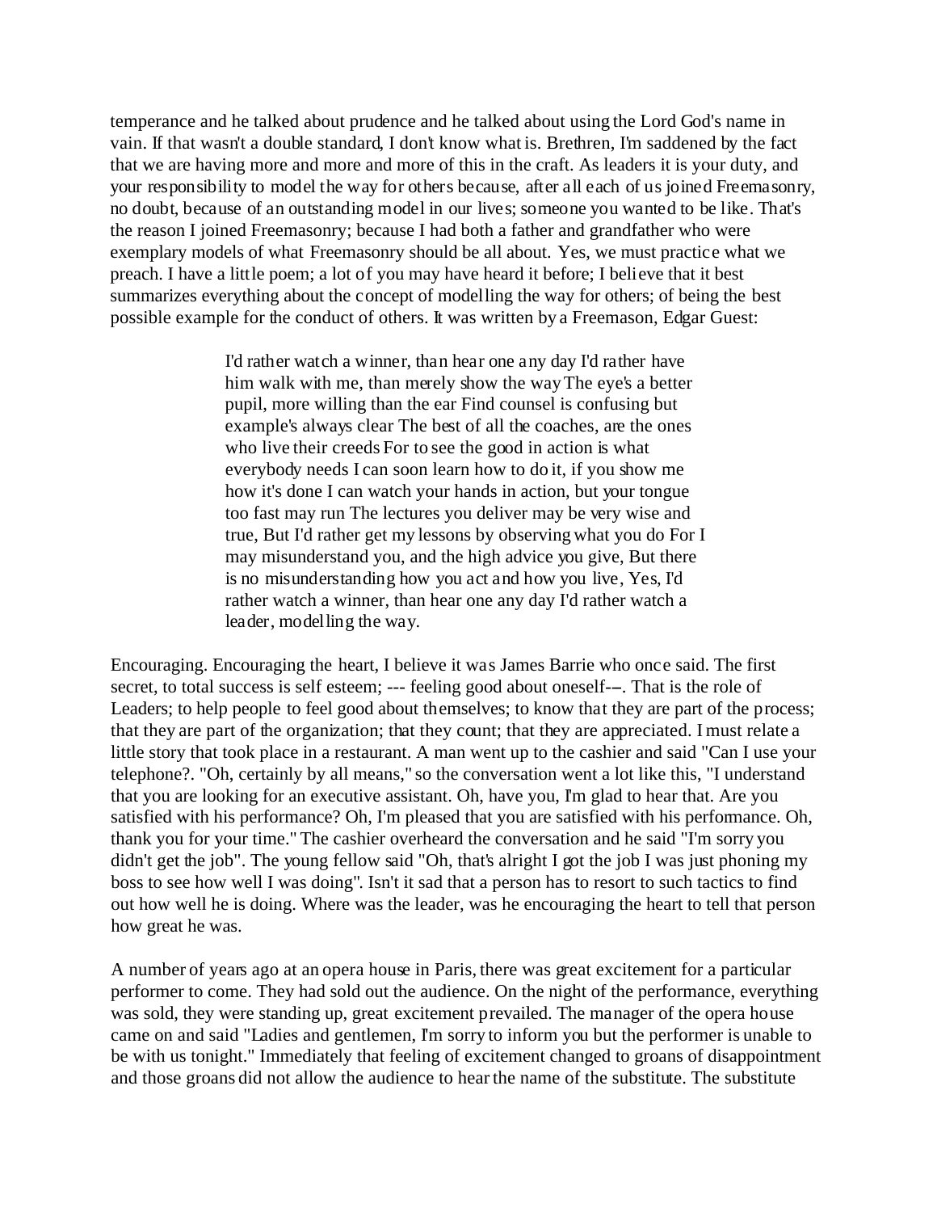temperance and he talked about prudence and he talked about using the Lord God's name in vain. If that wasn't a double standard, I don't know what is. Brethren, I'm saddened by the fact that we are having more and more and more of this in the craft. As leaders it is your duty, and your responsibility to model the way for others because, after all each of us joined Freemasonry, no doubt, because of an outstanding model in our lives; someone you wanted to be like. That's the reason I joined Freemasonry; because I had both a father and grandfather who were exemplary models of what Freemasonry should be all about. Yes, we must practice what we preach. I have a little poem; a lot of you may have heard it before; I believe that it best summarizes everything about the concept of modelling the way for others; of being the best possible example for the conduct of others. It was written by a Freemason, Edgar Guest:

> I'd rather watch a winner, than hear one any day I'd rather have him walk with me, than merely show the way The eye's a better pupil, more willing than the ear Find counsel is confusing but example's always clear The best of all the coaches, are the ones who live their creeds For to see the good in action is what everybody needs I can soon learn how to do it, if you show me how it's done I can watch your hands in action, but your tongue too fast may run The lectures you deliver may be very wise and true, But I'd rather get my lessons by observing what you do For I may misunderstand you, and the high advice you give, But there is no misunderstanding how you act and how you live, Yes, I'd rather watch a winner, than hear one any day I'd rather watch a leader, modelling the way.

Encouraging. Encouraging the heart, I believe it was James Barrie who once said. The first secret, to total success is self esteem; --- feeling good about oneself---. That is the role of Leaders; to help people to feel good about themselves; to know that they are part of the process; that they are part of the organization; that they count; that they are appreciated. I must relate a little story that took place in a restaurant. A man went up to the cashier and said "Can I use your telephone?. "Oh, certainly by all means," so the conversation went a lot like this, "I understand that you are looking for an executive assistant. Oh, have you, I'm glad to hear that. Are you satisfied with his performance? Oh, I'm pleased that you are satisfied with his performance. Oh, thank you for your time." The cashier overheard the conversation and he said "I'm sorry you didn't get the job". The young fellow said "Oh, that's alright I got the job I was just phoning my boss to see how well I was doing". Isn't it sad that a person has to resort to such tactics to find out how well he is doing. Where was the leader, was he encouraging the heart to tell that person how great he was.

A number of years ago at an opera house in Paris, there was great excitement for a particular performer to come. They had sold out the audience. On the night of the performance, everything was sold, they were standing up, great excitement prevailed. The manager of the opera house came on and said "Ladies and gentlemen, I'm sorry to inform you but the performer is unable to be with us tonight." Immediately that feeling of excitement changed to groans of disappointment and those groans did not allow the audience to hear the name of the substitute. The substitute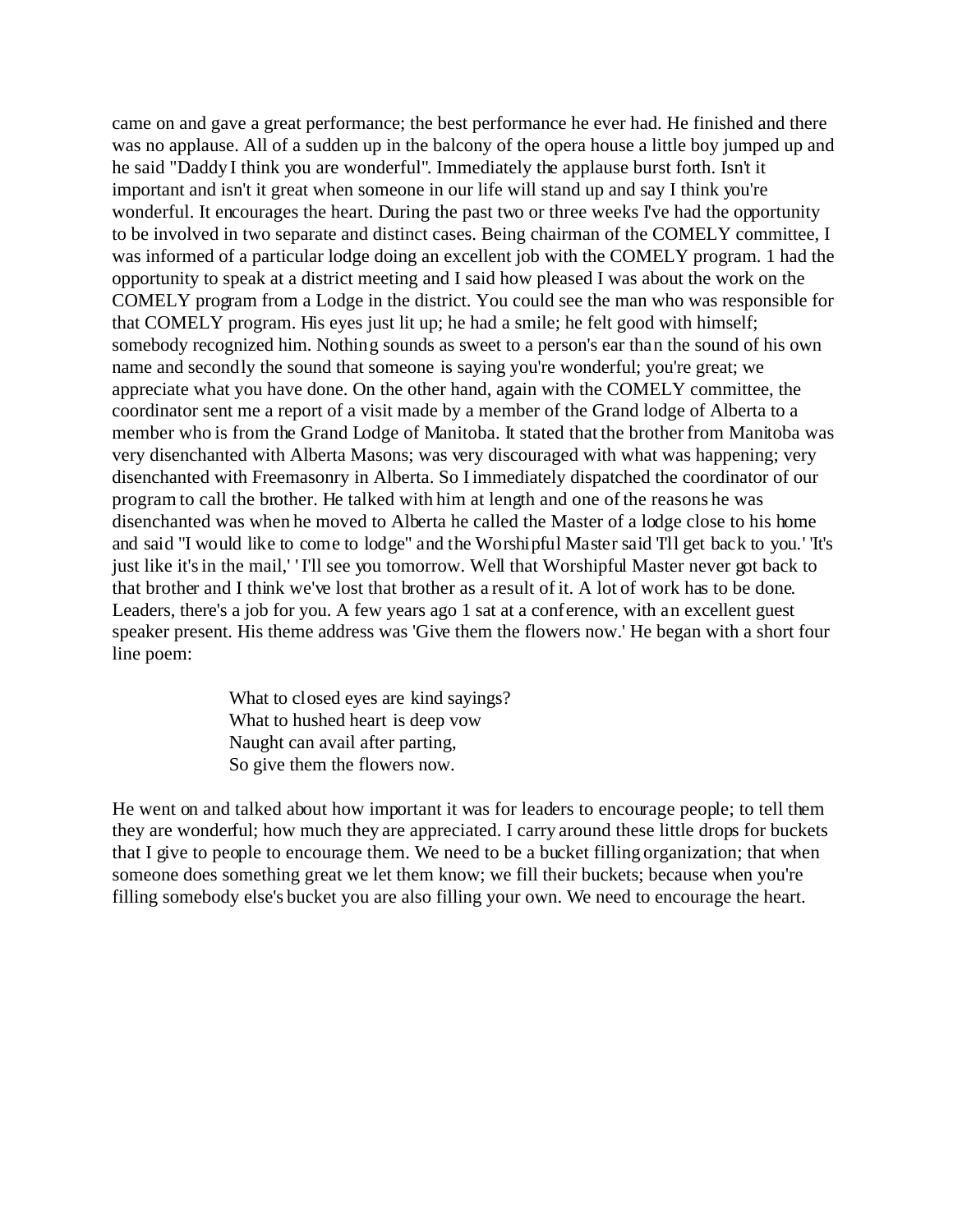came on and gave a great performance; the best performance he ever had. He finished and there was no applause. All of a sudden up in the balcony of the opera house a little boy jumped up and he said "Daddy I think you are wonderful". Immediately the applause burst forth. Isn't it important and isn't it great when someone in our life will stand up and say I think you're wonderful. It encourages the heart. During the past two or three weeks I've had the opportunity to be involved in two separate and distinct cases. Being chairman of the COMELY committee, I was informed of a particular lodge doing an excellent job with the COMELY program. 1 had the opportunity to speak at a district meeting and I said how pleased I was about the work on the COMELY program from a Lodge in the district. You could see the man who was responsible for that COMELY program. His eyes just lit up; he had a smile; he felt good with himself; somebody recognized him. Nothing sounds as sweet to a person's ear than the sound of his own name and secondly the sound that someone is saying you're wonderful; you're great; we appreciate what you have done. On the other hand, again with the COMELY committee, the coordinator sent me a report of a visit made by a member of the Grand lodge of Alberta to a member who is from the Grand Lodge of Manitoba. It stated that the brother from Manitoba was very disenchanted with Alberta Masons; was very discouraged with what was happening; very disenchanted with Freemasonry in Alberta. So I immediately dispatched the coordinator of our program to call the brother. He talked with him at length and one of the reasons he was disenchanted was when he moved to Alberta he called the Master of a lodge close to his home and said "I would like to come to lodge" and the Worshipful Master said 'I'll get back to you.' 'It's just like it's in the mail,' ' I'll see you tomorrow. Well that Worshipful Master never got back to that brother and I think we've lost that brother as a result of it. A lot of work has to be done. Leaders, there's a job for you. A few years ago 1 sat at a conference, with an excellent guest speaker present. His theme address was 'Give them the flowers now.' He began with a short four line poem:

> What to closed eyes are kind sayings?
> What to hushed heart is deep vow
> Naught can avail after parting,
> So give them the flowers now.

He went on and talked about how important it was for leaders to encourage people; to tell them they are wonderful; how much they are appreciated. I carry around these little drops for buckets that I give to people to encourage them. We need to be a bucket filling organization; that when someone does something great we let them know; we fill their buckets; because when you're filling somebody else's bucket you are also filling your own. We need to encourage the heart.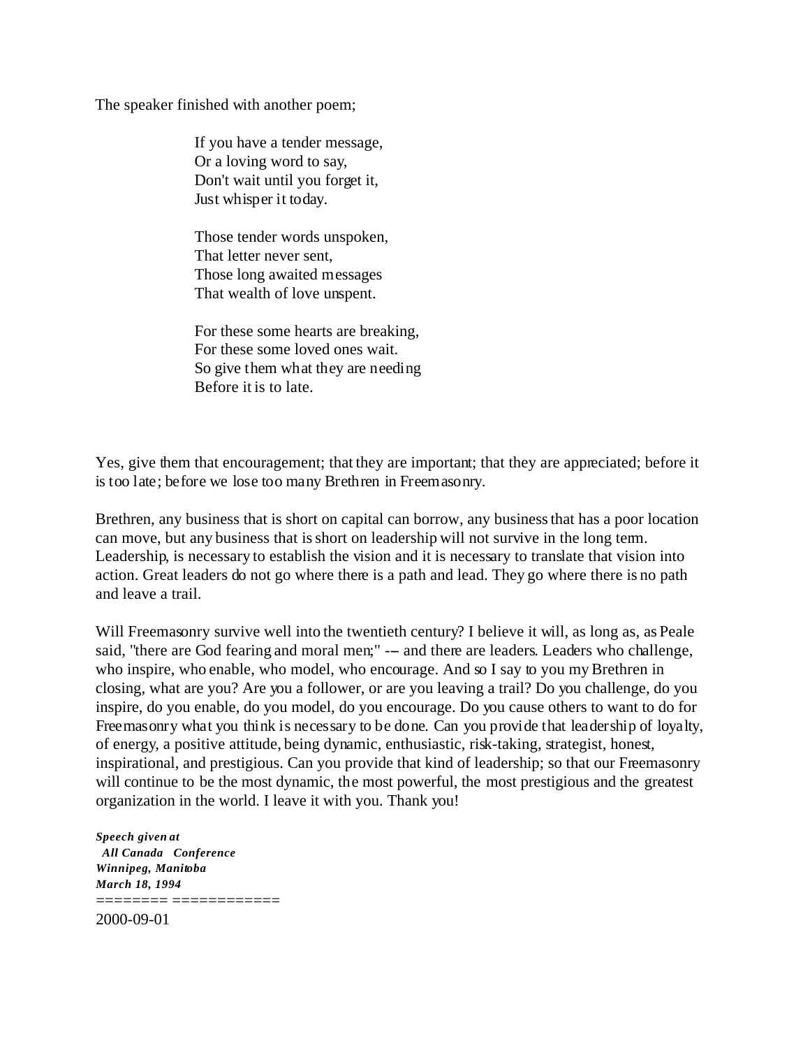The speaker finished with another poem;

> If you have a tender message,  
> Or a loving word to say,  
> Don't wait until you forget it,  
> Just whisper it today.
>
> Those tender words unspoken,  
> That letter never sent,  
> Those long awaited messages  
> That wealth of love unspent.
>
> For these some hearts are breaking,  
> For these some loved ones wait.  
> So give them what they are needing  
> Before it is to late.

Yes, give them that encouragement; that they are important; that they are appreciated; before it is too late; before we lose too many Brethren in Freemasonry.

Brethren, any business that is short on capital can borrow, any business that has a poor location can move, but any business that is short on leadership will not survive in the long term. Leadership, is necessary to establish the vision and it is necessary to translate that vision into action. Great leaders do not go where there is a path and lead. They go where there is no path and leave a trail.

Will Freemasonry survive well into the twentieth century? I believe it will, as long as, as Peale said, "there are God fearing and moral men;" -– and there are leaders. Leaders who challenge, who inspire, who enable, who model, who encourage. And so I say to you my Brethren in closing, what are you? Are you a follower, or are you leaving a trail? Do you challenge, do you inspire, do you enable, do you model, do you encourage. Do you cause others to want to do for Freemasonry what you think is necessary to be done. Can you provide that leadership of loyalty, of energy, a positive attitude, being dynamic, enthusiastic, risk-taking, strategist, honest, inspirational, and prestigious. Can you provide that kind of leadership; so that our Freemasonry will continue to be the most dynamic, the most powerful, the most prestigious and the greatest organization in the world. I leave it with you. Thank you!

***Speech given at***  
***All Canada Conference***  
***Winnipeg, Manitoba***  
***March 18, 1994***

======== ===========

2000-09-01